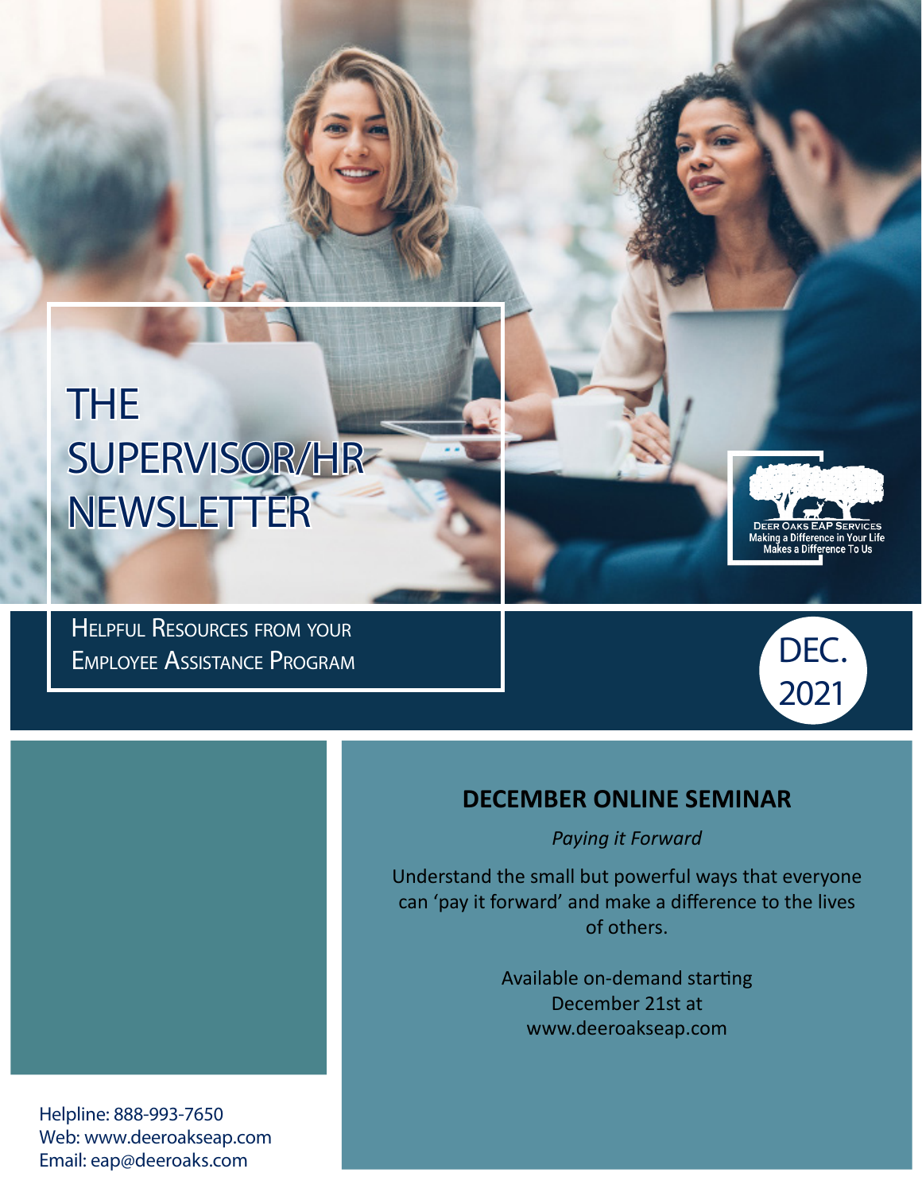# THE SUPERVISOR/HR NEWSLETTER

Helpful Resources from your Employee Assistance Program

Deer Oaks EAP Services
Making a Difference in Your Life Makes a Difference To Us

DEC. 2021

## DECEMBER ONLINE SEMINAR

*Paying it Forward*

Understand the small but powerful ways that everyone can 'pay it forward' and make a difference to the lives of others.

Available on-demand starting December 21st at www.deeroakseap.com

Helpline: 888-993-7650
Web: www.deeroakseap.com
Email: eap@deeroaks.com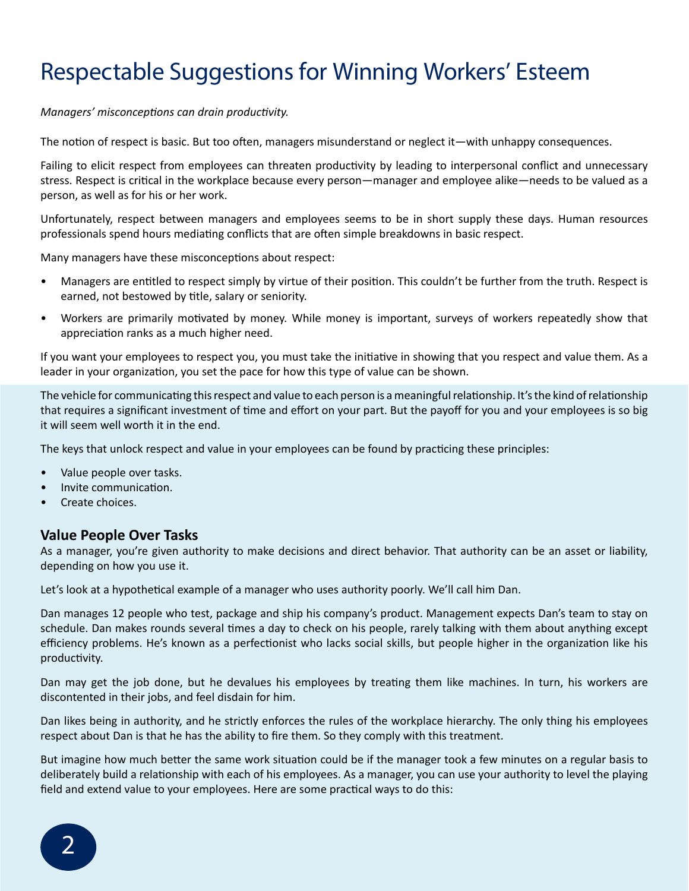# Respectable Suggestions for Winning Workers' Esteem

*Managers' misconceptions can drain productivity.*

The notion of respect is basic. But too often, managers misunderstand or neglect it—with unhappy consequences.

Failing to elicit respect from employees can threaten productivity by leading to interpersonal conflict and unnecessary stress. Respect is critical in the workplace because every person—manager and employee alike—needs to be valued as a person, as well as for his or her work.

Unfortunately, respect between managers and employees seems to be in short supply these days. Human resources professionals spend hours mediating conflicts that are often simple breakdowns in basic respect.

Many managers have these misconceptions about respect:

- Managers are entitled to respect simply by virtue of their position. This couldn't be further from the truth. Respect is earned, not bestowed by title, salary or seniority.
- Workers are primarily motivated by money. While money is important, surveys of workers repeatedly show that appreciation ranks as a much higher need.

If you want your employees to respect you, you must take the initiative in showing that you respect and value them. As a leader in your organization, you set the pace for how this type of value can be shown.

The vehicle for communicating this respect and value to each person is a meaningful relationship. It's the kind of relationship that requires a significant investment of time and effort on your part. But the payoff for you and your employees is so big it will seem well worth it in the end.

The keys that unlock respect and value in your employees can be found by practicing these principles:

- Value people over tasks.
- Invite communication.
- Create choices.

### Value People Over Tasks

As a manager, you're given authority to make decisions and direct behavior. That authority can be an asset or liability, depending on how you use it.

Let's look at a hypothetical example of a manager who uses authority poorly. We'll call him Dan.

Dan manages 12 people who test, package and ship his company's product. Management expects Dan's team to stay on schedule. Dan makes rounds several times a day to check on his people, rarely talking with them about anything except efficiency problems. He's known as a perfectionist who lacks social skills, but people higher in the organization like his productivity.

Dan may get the job done, but he devalues his employees by treating them like machines. In turn, his workers are discontented in their jobs, and feel disdain for him.

Dan likes being in authority, and he strictly enforces the rules of the workplace hierarchy. The only thing his employees respect about Dan is that he has the ability to fire them. So they comply with this treatment.

But imagine how much better the same work situation could be if the manager took a few minutes on a regular basis to deliberately build a relationship with each of his employees. As a manager, you can use your authority to level the playing field and extend value to your employees. Here are some practical ways to do this: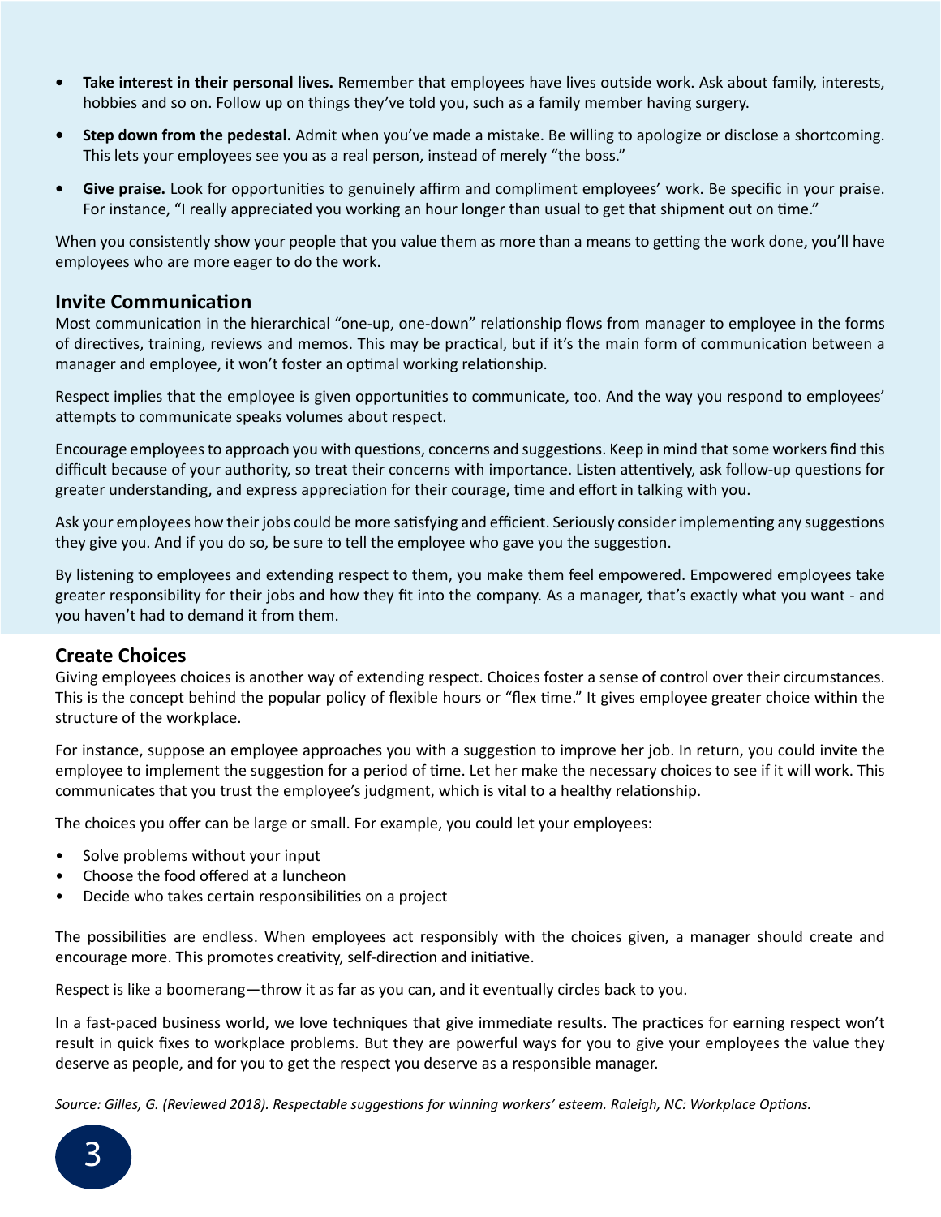- **Take interest in their personal lives.** Remember that employees have lives outside work. Ask about family, interests, hobbies and so on. Follow up on things they've told you, such as a family member having surgery.
- **Step down from the pedestal.** Admit when you've made a mistake. Be willing to apologize or disclose a shortcoming. This lets your employees see you as a real person, instead of merely "the boss."
- **Give praise.** Look for opportunities to genuinely affirm and compliment employees' work. Be specific in your praise. For instance, "I really appreciated you working an hour longer than usual to get that shipment out on time."

When you consistently show your people that you value them as more than a means to getting the work done, you'll have employees who are more eager to do the work.

### Invite Communication

Most communication in the hierarchical "one-up, one-down" relationship flows from manager to employee in the forms of directives, training, reviews and memos. This may be practical, but if it's the main form of communication between a manager and employee, it won't foster an optimal working relationship.

Respect implies that the employee is given opportunities to communicate, too. And the way you respond to employees' attempts to communicate speaks volumes about respect.

Encourage employees to approach you with questions, concerns and suggestions. Keep in mind that some workers find this difficult because of your authority, so treat their concerns with importance. Listen attentively, ask follow-up questions for greater understanding, and express appreciation for their courage, time and effort in talking with you.

Ask your employees how their jobs could be more satisfying and efficient. Seriously consider implementing any suggestions they give you. And if you do so, be sure to tell the employee who gave you the suggestion.

By listening to employees and extending respect to them, you make them feel empowered. Empowered employees take greater responsibility for their jobs and how they fit into the company. As a manager, that's exactly what you want - and you haven't had to demand it from them.

### Create Choices

Giving employees choices is another way of extending respect. Choices foster a sense of control over their circumstances. This is the concept behind the popular policy of flexible hours or "flex time." It gives employee greater choice within the structure of the workplace.

For instance, suppose an employee approaches you with a suggestion to improve her job. In return, you could invite the employee to implement the suggestion for a period of time. Let her make the necessary choices to see if it will work. This communicates that you trust the employee's judgment, which is vital to a healthy relationship.

The choices you offer can be large or small. For example, you could let your employees:

- Solve problems without your input
- Choose the food offered at a luncheon
- Decide who takes certain responsibilities on a project

The possibilities are endless. When employees act responsibly with the choices given, a manager should create and encourage more. This promotes creativity, self-direction and initiative.

Respect is like a boomerang—throw it as far as you can, and it eventually circles back to you.

In a fast-paced business world, we love techniques that give immediate results. The practices for earning respect won't result in quick fixes to workplace problems. But they are powerful ways for you to give your employees the value they deserve as people, and for you to get the respect you deserve as a responsible manager.

*Source: Gilles, G. (Reviewed 2018). Respectable suggestions for winning workers' esteem. Raleigh, NC: Workplace Options.*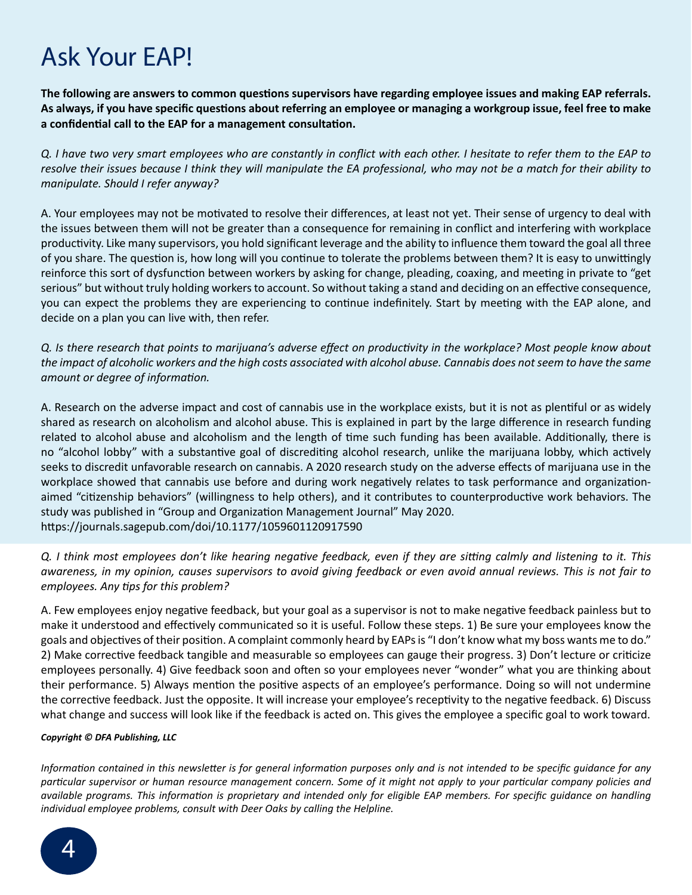# Ask Your EAP!

**The following are answers to common questions supervisors have regarding employee issues and making EAP referrals. As always, if you have specific questions about referring an employee or managing a workgroup issue, feel free to make a confidential call to the EAP for a management consultation.**

*Q. I have two very smart employees who are constantly in conflict with each other. I hesitate to refer them to the EAP to resolve their issues because I think they will manipulate the EA professional, who may not be a match for their ability to manipulate. Should I refer anyway?*

A. Your employees may not be motivated to resolve their differences, at least not yet. Their sense of urgency to deal with the issues between them will not be greater than a consequence for remaining in conflict and interfering with workplace productivity. Like many supervisors, you hold significant leverage and the ability to influence them toward the goal all three of you share. The question is, how long will you continue to tolerate the problems between them? It is easy to unwittingly reinforce this sort of dysfunction between workers by asking for change, pleading, coaxing, and meeting in private to "get serious" but without truly holding workers to account. So without taking a stand and deciding on an effective consequence, you can expect the problems they are experiencing to continue indefinitely. Start by meeting with the EAP alone, and decide on a plan you can live with, then refer.

*Q. Is there research that points to marijuana's adverse effect on productivity in the workplace? Most people know about the impact of alcoholic workers and the high costs associated with alcohol abuse. Cannabis does not seem to have the same amount or degree of information.*

A. Research on the adverse impact and cost of cannabis use in the workplace exists, but it is not as plentiful or as widely shared as research on alcoholism and alcohol abuse. This is explained in part by the large difference in research funding related to alcohol abuse and alcoholism and the length of time such funding has been available. Additionally, there is no "alcohol lobby" with a substantive goal of discrediting alcohol research, unlike the marijuana lobby, which actively seeks to discredit unfavorable research on cannabis. A 2020 research study on the adverse effects of marijuana use in the workplace showed that cannabis use before and during work negatively relates to task performance and organization-aimed "citizenship behaviors" (willingness to help others), and it contributes to counterproductive work behaviors. The study was published in "Group and Organization Management Journal" May 2020.
https://journals.sagepub.com/doi/10.1177/1059601120917590

*Q. I think most employees don't like hearing negative feedback, even if they are sitting calmly and listening to it. This awareness, in my opinion, causes supervisors to avoid giving feedback or even avoid annual reviews. This is not fair to employees. Any tips for this problem?*

A. Few employees enjoy negative feedback, but your goal as a supervisor is not to make negative feedback painless but to make it understood and effectively communicated so it is useful. Follow these steps. 1) Be sure your employees know the goals and objectives of their position. A complaint commonly heard by EAPs is "I don't know what my boss wants me to do." 2) Make corrective feedback tangible and measurable so employees can gauge their progress. 3) Don't lecture or criticize employees personally. 4) Give feedback soon and often so your employees never "wonder" what you are thinking about their performance. 5) Always mention the positive aspects of an employee's performance. Doing so will not undermine the corrective feedback. Just the opposite. It will increase your employee's receptivity to the negative feedback. 6) Discuss what change and success will look like if the feedback is acted on. This gives the employee a specific goal to work toward.

***Copyright © DFA Publishing, LLC***

*Information contained in this newsletter is for general information purposes only and is not intended to be specific guidance for any particular supervisor or human resource management concern. Some of it might not apply to your particular company policies and available programs. This information is proprietary and intended only for eligible EAP members. For specific guidance on handling individual employee problems, consult with Deer Oaks by calling the Helpline.*